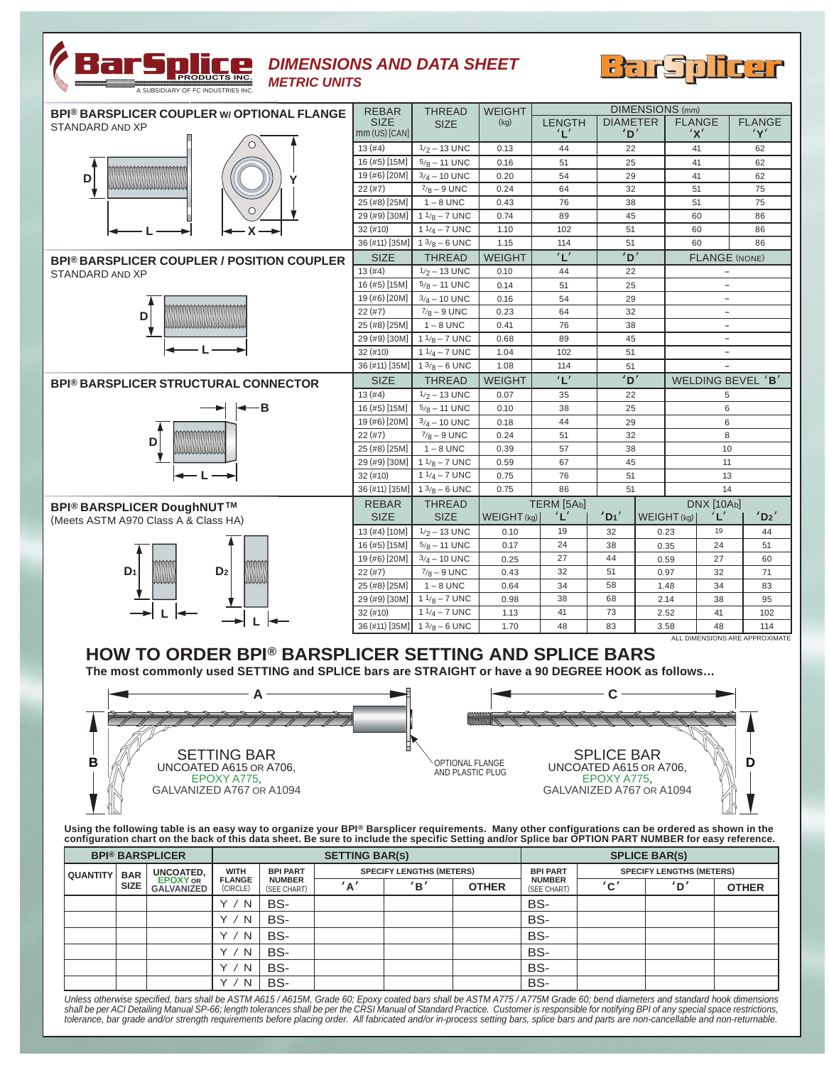# BarSplice PRODUCTS INC.

A SUBSIDIARY OF FC INDUSTRIES INC.

## DIMENSIONS AND DATA SHEET

### METRIC UNITS

BarSplicer

### BPI® BARSPLICER COUPLER W/ OPTIONAL FLANGE

STANDARD AND XP

| REBAR SIZE mm (US) [CAN] | THREAD SIZE | WEIGHT (kg) | LENGTH 'L' | DIAMETER 'D' | FLANGE 'X' | FLANGE 'Y' |
|---|---|---|---|---|---|---|
| 13 (#4) | 1/2 – 13 UNC | 0.13 | 44 | 22 | 41 | 62 |
| 16 (#5) [15M] | 5/8 – 11 UNC | 0.16 | 51 | 25 | 41 | 62 |
| 19 (#6) [20M] | 3/4 – 10 UNC | 0.20 | 54 | 29 | 41 | 62 |
| 22 (#7) | 7/8 – 9 UNC | 0.24 | 64 | 32 | 51 | 75 |
| 25 (#8) [25M] | 1 – 8 UNC | 0.43 | 76 | 38 | 51 | 75 |
| 29 (#9) [30M] | 1 1/8 – 7 UNC | 0.74 | 89 | 45 | 60 | 86 |
| 32 (#10) | 1 1/4 – 7 UNC | 1.10 | 102 | 51 | 60 | 86 |
| 36 (#11) [35M] | 1 3/8 – 6 UNC | 1.15 | 114 | 51 | 60 | 86 |

Dimensions in mm.

### BPI® BARSPLICER COUPLER / POSITION COUPLER

STANDARD AND XP

| SIZE | THREAD | WEIGHT | 'L' | 'D' | FLANGE (NONE) |
|---|---|---|---|---|---|
| 13 (#4) | 1/2 – 13 UNC | 0.10 | 44 | 22 | – |
| 16 (#5) [15M] | 5/8 – 11 UNC | 0.14 | 51 | 25 | – |
| 19 (#6) [20M] | 3/4 – 10 UNC | 0.16 | 54 | 29 | – |
| 22 (#7) | 7/8 – 9 UNC | 0.23 | 64 | 32 | – |
| 25 (#8) [25M] | 1 – 8 UNC | 0.41 | 76 | 38 | – |
| 29 (#9) [30M] | 1 1/8 – 7 UNC | 0.68 | 89 | 45 | – |
| 32 (#10) | 1 1/4 – 7 UNC | 1.04 | 102 | 51 | – |
| 36 (#11) [35M] | 1 3/8 – 6 UNC | 1.08 | 114 | 51 | – |

### BPI® BARSPLICER STRUCTURAL CONNECTOR

| SIZE | THREAD | WEIGHT | 'L' | 'D' | WELDING BEVEL 'B' |
|---|---|---|---|---|---|
| 13 (#4) | 1/2 – 13 UNC | 0.07 | 35 | 22 | 5 |
| 16 (#5) [15M] | 5/8 – 11 UNC | 0.10 | 38 | 25 | 6 |
| 19 (#6) [20M] | 3/4 – 10 UNC | 0.18 | 44 | 29 | 6 |
| 22 (#7) | 7/8 – 9 UNC | 0.24 | 51 | 32 | 8 |
| 25 (#8) [25M] | 1 – 8 UNC | 0.39 | 57 | 38 | 10 |
| 29 (#9) [30M] | 1 1/8 – 7 UNC | 0.59 | 67 | 45 | 11 |
| 32 (#10) | 1 1/4 – 7 UNC | 0.75 | 76 | 51 | 13 |
| 36 (#11) [35M] | 1 3/8 – 6 UNC | 0.75 | 86 | 51 | 14 |

### BPI® BARSPLICER DoughNUT™

(Meets ASTM A970 Class A & Class HA)

| REBAR SIZE | THREAD SIZE | TERM [5Ab] WEIGHT (kg) | TERM [5Ab] 'L' | TERM [5Ab] 'D1' | DNX [10Ab] WEIGHT (kg) | DNX [10Ab] 'L' | DNX [10Ab] 'D2' |
|---|---|---|---|---|---|---|---|
| 13 (#4) [10M] | 1/2 – 13 UNC | 0.10 | 19 | 32 | 0.23 | 19 | 44 |
| 16 (#5) [15M] | 5/8 – 11 UNC | 0.17 | 24 | 38 | 0.35 | 24 | 51 |
| 19 (#6) [20M] | 3/4 – 10 UNC | 0.25 | 27 | 44 | 0.59 | 27 | 60 |
| 22 (#7) | 7/8 – 9 UNC | 0.43 | 32 | 51 | 0.97 | 32 | 71 |
| 25 (#8) [25M] | 1 – 8 UNC | 0.64 | 34 | 58 | 1.48 | 34 | 83 |
| 29 (#9) [30M] | 1 1/8 – 7 UNC | 0.98 | 38 | 68 | 2.14 | 38 | 95 |
| 32 (#10) | 1 1/4 – 7 UNC | 1.13 | 41 | 73 | 2.52 | 41 | 102 |
| 36 (#11) [35M] | 1 3/8 – 6 UNC | 1.70 | 48 | 83 | 3.58 | 48 | 114 |

ALL DIMENSIONS ARE APPROXIMATE

## HOW TO ORDER BPI® BARSPLICER SETTING AND SPLICE BARS

**The most commonly used SETTING and SPLICE bars are STRAIGHT or have a 90 DEGREE HOOK as follows…**

SETTING BAR: UNCOATED A615 OR A706, EPOXY A775, GALVANIZED A767 OR A1094

OPTIONAL FLANGE AND PLASTIC PLUG

SPLICE BAR: UNCOATED A615 OR A706, EPOXY A775, GALVANIZED A767 OR A1094

**Using the following table is an easy way to organize your BPI® Barsplicer requirements. Many other configurations can be ordered as shown in the configuration chart on the back of this data sheet. Be sure to include the specific Setting and/or Splice bar OPTION PART NUMBER for easy reference.**

| BPI® BARSPLICER | | | SETTING BAR(S) | | | | | SPLICE BAR(S) | | | |
|---|---|---|---|---|---|---|---|---|---|---|---|
| QUANTITY | BAR SIZE | UNCOATED, EPOXY OR GALVANIZED | WITH FLANGE (CIRCLE) | BPI PART NUMBER (SEE CHART) | SPECIFY LENGTHS (METERS) 'A' | 'B' | OTHER | BPI PART NUMBER (SEE CHART) | SPECIFY LENGTHS (METERS) 'C' | 'D' | OTHER |
| | | | Y / N | BS- | | | | BS- | | | |
| | | | Y / N | BS- | | | | BS- | | | |
| | | | Y / N | BS- | | | | BS- | | | |
| | | | Y / N | BS- | | | | BS- | | | |
| | | | Y / N | BS- | | | | BS- | | | |
| | | | Y / N | BS- | | | | BS- | | | |

*Unless otherwise specified, bars shall be ASTM A615 / A615M, Grade 60; Epoxy coated bars shall be ASTM A775 / A775M Grade 60; bend diameters and standard hook dimensions shall be per ACI Detailing Manual SP-66; length tolerances shall be per the CRSI Manual of Standard Practice. Customer is responsible for notifying BPI of any special space restrictions, tolerance, bar grade and/or strength requirements before placing order. All fabricated and/or in-process setting bars, splice bars and parts are non-cancellable and non-returnable.*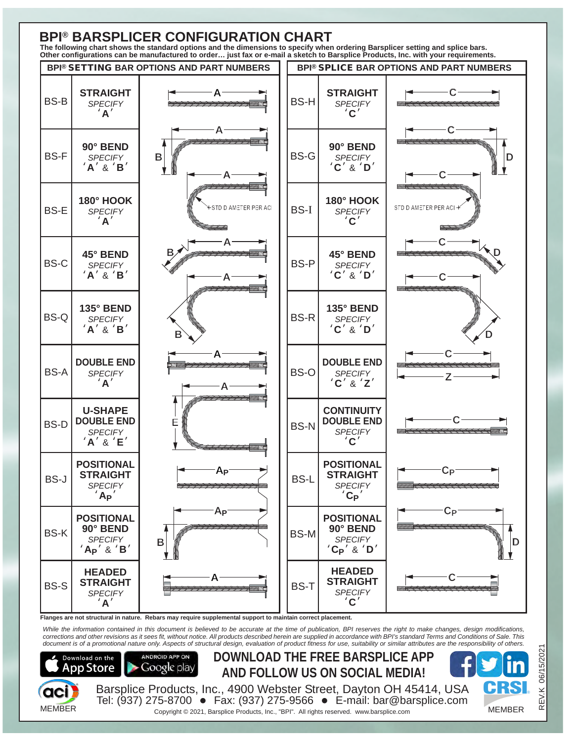# BPI® BARSPLICER CONFIGURATION CHART

**The following chart shows the standard options and the dimensions to specify when ordering Barsplicer setting and splice bars. Other configurations can be manufactured to order… just fax or e-mail a sketch to Barsplice Products, Inc. with your requirements.**

| BPI® SETTING BAR OPTIONS AND PART NUMBERS | | BPI® SPLICE BAR OPTIONS AND PART NUMBERS | |
|---|---|---|---|
| BS-B | **STRAIGHT** *SPECIFY* 'A' | BS-H | **STRAIGHT** *SPECIFY* 'C' |
| BS-F | **90° BEND** *SPECIFY* 'A' & 'B' | BS-G | **90° BEND** *SPECIFY* 'C' & 'D' |
| BS-E | **180° HOOK** *SPECIFY* 'A' | BS-I | **180° HOOK** *SPECIFY* 'C' |
| BS-C | **45° BEND** *SPECIFY* 'A' & 'B' | BS-P | **45° BEND** *SPECIFY* 'C' & 'D' |
| BS-Q | **135° BEND** *SPECIFY* 'A' & 'B' | BS-R | **135° BEND** *SPECIFY* 'C' & 'D' |
| BS-A | **DOUBLE END** *SPECIFY* 'A' | BS-O | **DOUBLE END** *SPECIFY* 'C' & 'Z' |
| BS-D | **U-SHAPE DOUBLE END** *SPECIFY* 'A' & 'E' | BS-N | **CONTINUITY DOUBLE END** *SPECIFY* 'C' |
| BS-J | **POSITIONAL STRAIGHT** *SPECIFY* '$A_P$' | BS-L | **POSITIONAL STRAIGHT** *SPECIFY* '$C_P$' |
| BS-K | **POSITIONAL 90° BEND** *SPECIFY* '$A_P$' & 'B' | BS-M | **POSITIONAL 90° BEND** *SPECIFY* '$C_P$' & 'D' |
| BS-S | **HEADED STRAIGHT** *SPECIFY* 'A' | BS-T | **HEADED STRAIGHT** *SPECIFY* 'C' |

STD DIAMETER PER ACI

**Flanges are not structural in nature. Rebars may require supplemental support to maintain correct placement.**

*While the information contained in this document is believed to be accurate at the time of publication, BPI reserves the right to make changes, design modifications, corrections and other revisions as it sees fit, without notice. All products described herein are supplied in accordance with BPI's standard Terms and Conditions of Sale. This document is of a promotional nature only. Aspects of structural design, evaluation of product fitness for use, suitability or similar attributes are the responsibility of others.*

Download on the App Store | ANDROID APP ON Google play

**DOWNLOAD THE FREE BARSPLICE APP AND FOLLOW US ON SOCIAL MEDIA!**

aci MEMBER

Barsplice Products, Inc., 4900 Webster Street, Dayton OH 45414, USA
Tel: (937) 275-8700 ● Fax: (937) 275-9566 ● E-mail: bar@barsplice.com

Copyright © 2021, Barsplice Products, Inc., "BPI". All rights reserved. www.barsplice.com

CRSI MEMBER

REV.K 06/15/2021